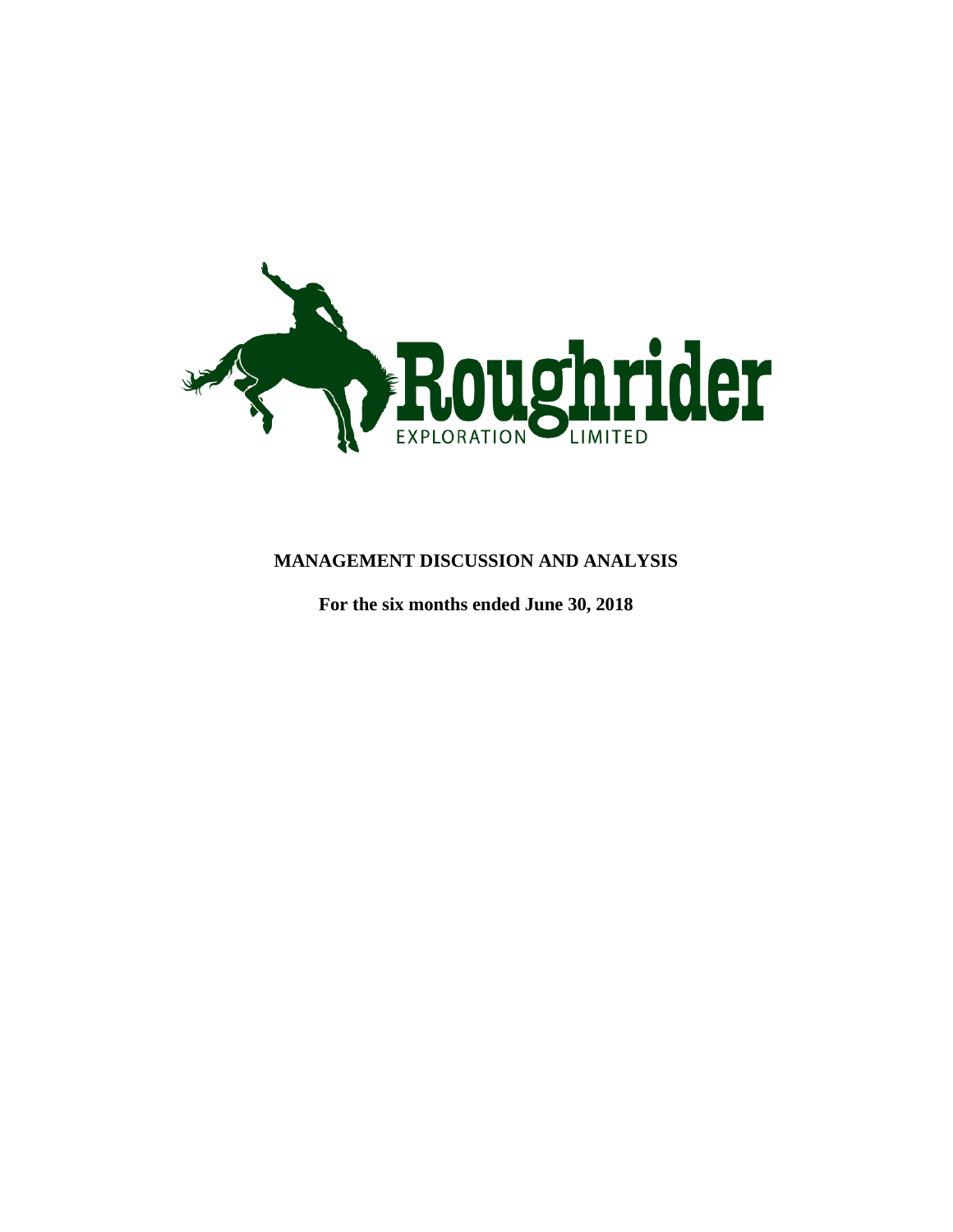Roughrider

EXPLORATION LIMITED

# MANAGEMENT DISCUSSION AND ANALYSIS

**For the six months ended June 30, 2018**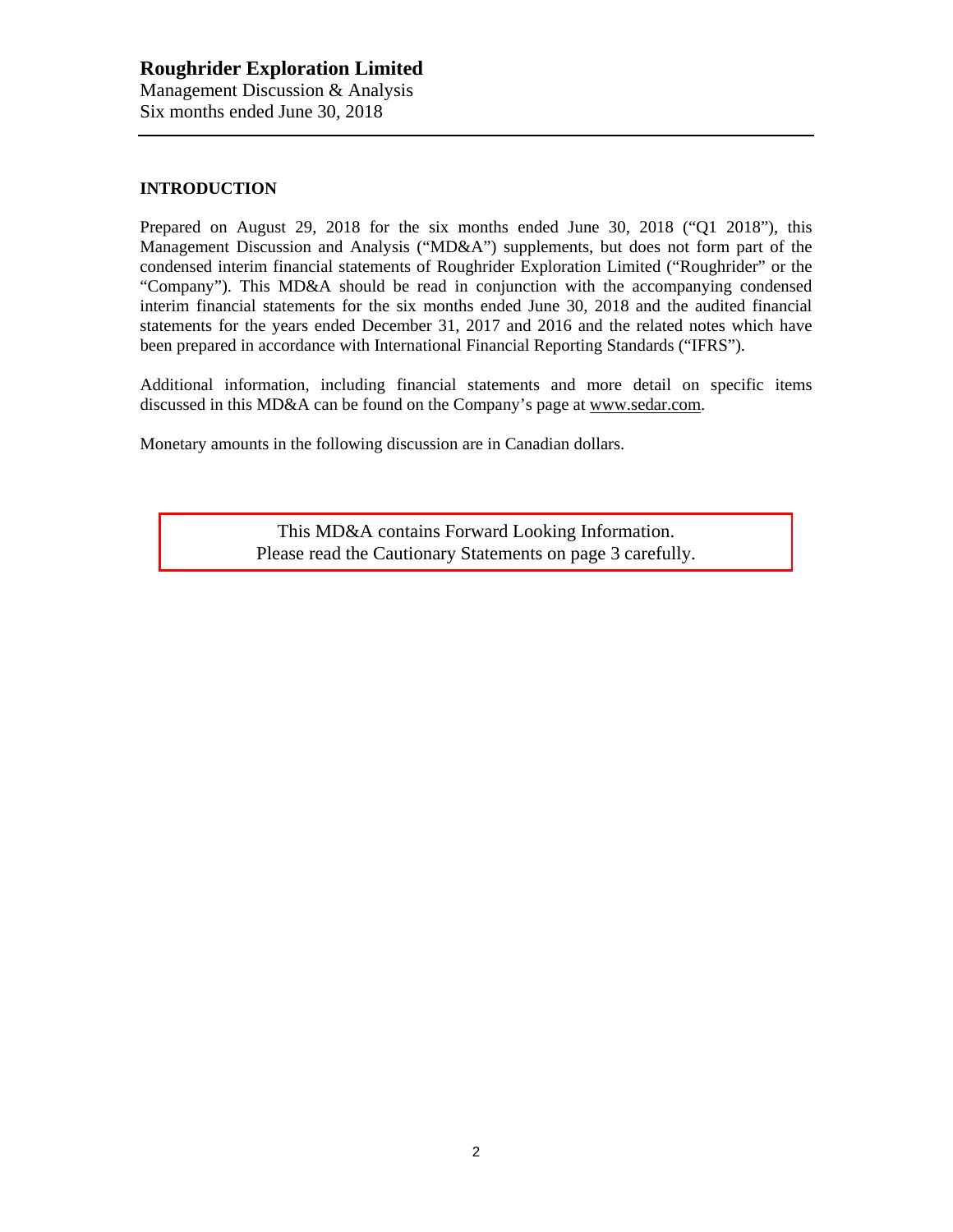# Roughrider Exploration Limited

Management Discussion & Analysis
Six months ended June 30, 2018

## INTRODUCTION

Prepared on August 29, 2018 for the six months ended June 30, 2018 ("Q1 2018"), this Management Discussion and Analysis ("MD&A") supplements, but does not form part of the condensed interim financial statements of Roughrider Exploration Limited ("Roughrider" or the "Company"). This MD&A should be read in conjunction with the accompanying condensed interim financial statements for the six months ended June 30, 2018 and the audited financial statements for the years ended December 31, 2017 and 2016 and the related notes which have been prepared in accordance with International Financial Reporting Standards ("IFRS").

Additional information, including financial statements and more detail on specific items discussed in this MD&A can be found on the Company's page at www.sedar.com.

Monetary amounts in the following discussion are in Canadian dollars.

This MD&A contains Forward Looking Information.
Please read the Cautionary Statements on page 3 carefully.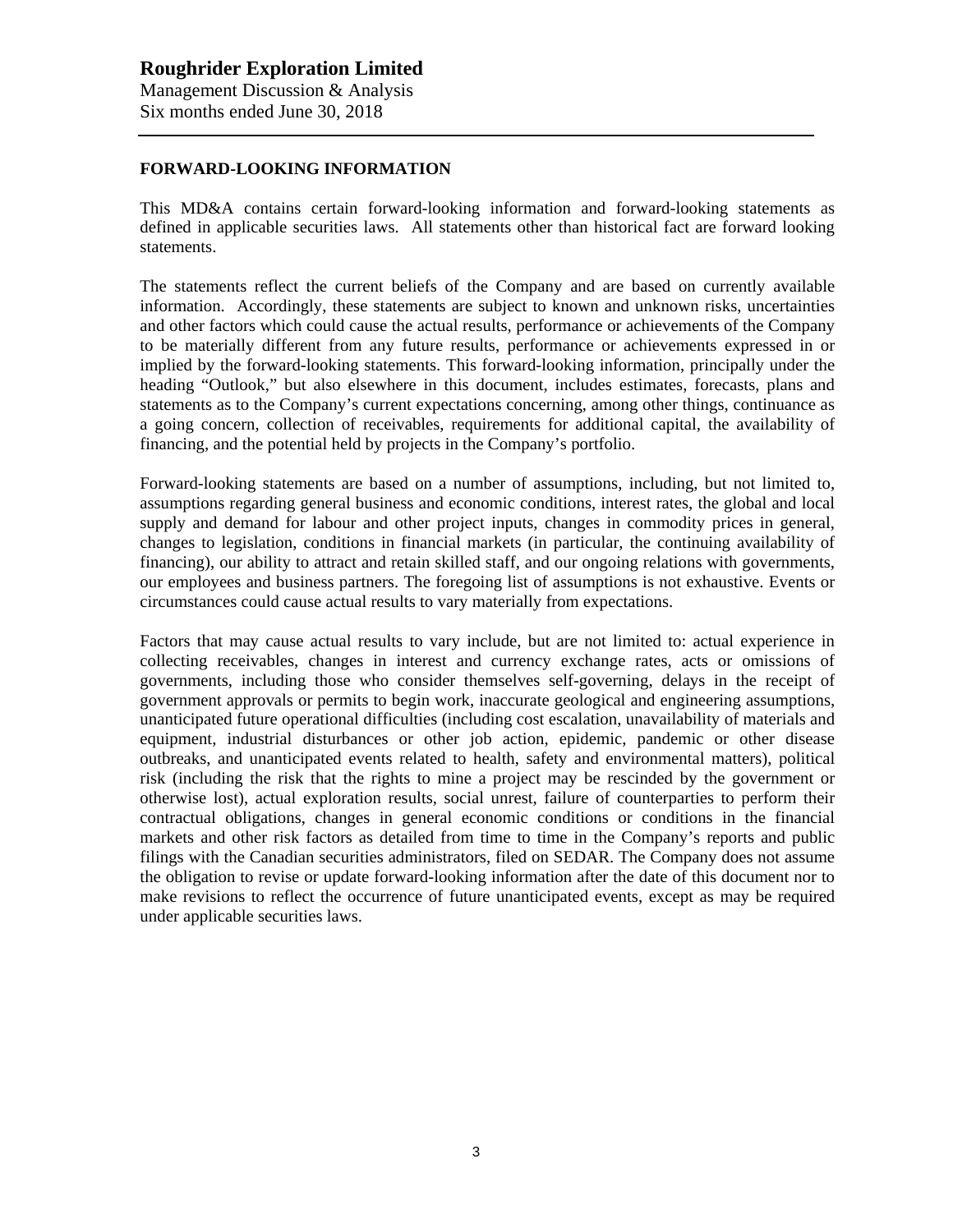## FORWARD-LOOKING INFORMATION

This MD&A contains certain forward-looking information and forward-looking statements as defined in applicable securities laws. All statements other than historical fact are forward looking statements.

The statements reflect the current beliefs of the Company and are based on currently available information. Accordingly, these statements are subject to known and unknown risks, uncertainties and other factors which could cause the actual results, performance or achievements of the Company to be materially different from any future results, performance or achievements expressed in or implied by the forward-looking statements. This forward-looking information, principally under the heading "Outlook," but also elsewhere in this document, includes estimates, forecasts, plans and statements as to the Company's current expectations concerning, among other things, continuance as a going concern, collection of receivables, requirements for additional capital, the availability of financing, and the potential held by projects in the Company's portfolio.

Forward-looking statements are based on a number of assumptions, including, but not limited to, assumptions regarding general business and economic conditions, interest rates, the global and local supply and demand for labour and other project inputs, changes in commodity prices in general, changes to legislation, conditions in financial markets (in particular, the continuing availability of financing), our ability to attract and retain skilled staff, and our ongoing relations with governments, our employees and business partners. The foregoing list of assumptions is not exhaustive. Events or circumstances could cause actual results to vary materially from expectations.

Factors that may cause actual results to vary include, but are not limited to: actual experience in collecting receivables, changes in interest and currency exchange rates, acts or omissions of governments, including those who consider themselves self-governing, delays in the receipt of government approvals or permits to begin work, inaccurate geological and engineering assumptions, unanticipated future operational difficulties (including cost escalation, unavailability of materials and equipment, industrial disturbances or other job action, epidemic, pandemic or other disease outbreaks, and unanticipated events related to health, safety and environmental matters), political risk (including the risk that the rights to mine a project may be rescinded by the government or otherwise lost), actual exploration results, social unrest, failure of counterparties to perform their contractual obligations, changes in general economic conditions or conditions in the financial markets and other risk factors as detailed from time to time in the Company's reports and public filings with the Canadian securities administrators, filed on SEDAR. The Company does not assume the obligation to revise or update forward-looking information after the date of this document nor to make revisions to reflect the occurrence of future unanticipated events, except as may be required under applicable securities laws.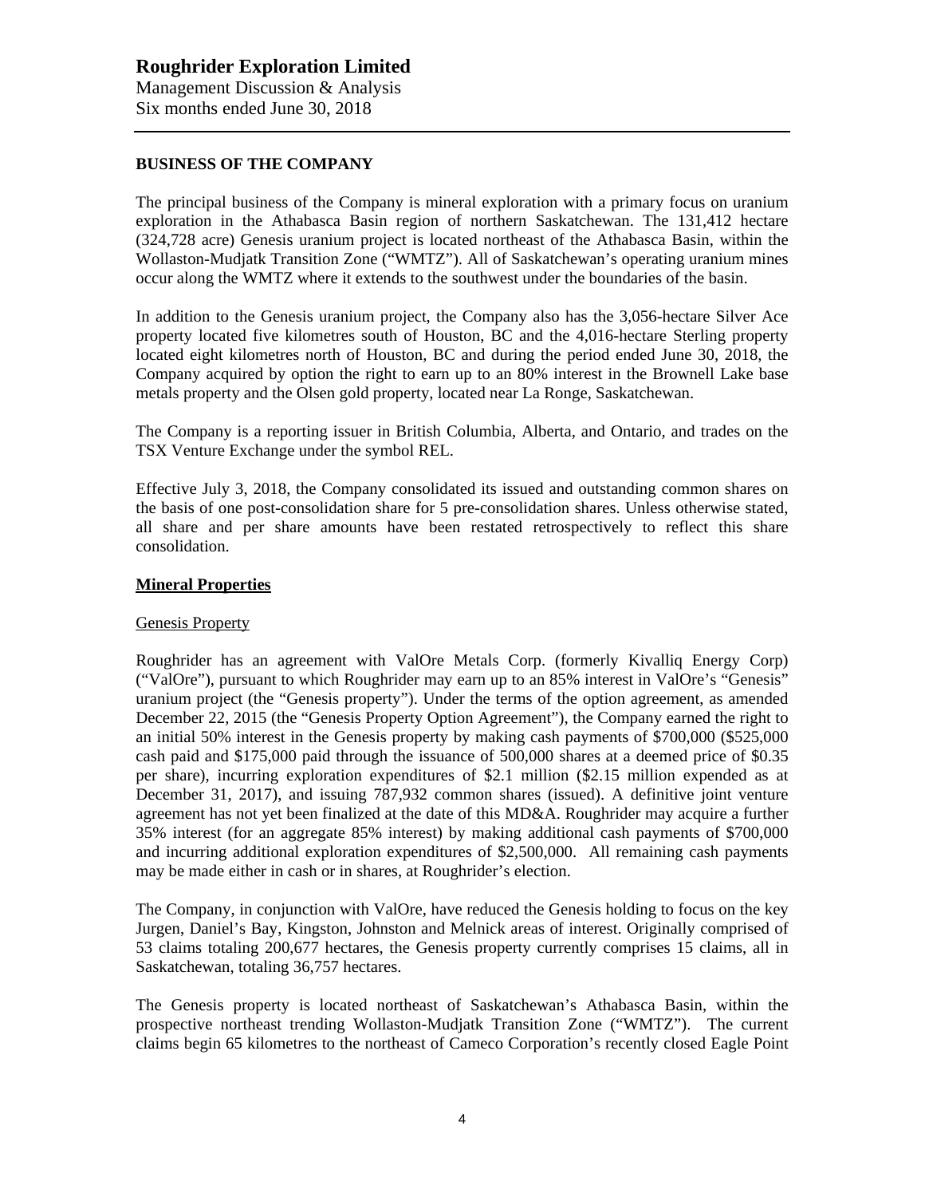## BUSINESS OF THE COMPANY

The principal business of the Company is mineral exploration with a primary focus on uranium exploration in the Athabasca Basin region of northern Saskatchewan. The 131,412 hectare (324,728 acre) Genesis uranium project is located northeast of the Athabasca Basin, within the Wollaston-Mudjatk Transition Zone ("WMTZ"). All of Saskatchewan's operating uranium mines occur along the WMTZ where it extends to the southwest under the boundaries of the basin.

In addition to the Genesis uranium project, the Company also has the 3,056-hectare Silver Ace property located five kilometres south of Houston, BC and the 4,016-hectare Sterling property located eight kilometres north of Houston, BC and during the period ended June 30, 2018, the Company acquired by option the right to earn up to an 80% interest in the Brownell Lake base metals property and the Olsen gold property, located near La Ronge, Saskatchewan.

The Company is a reporting issuer in British Columbia, Alberta, and Ontario, and trades on the TSX Venture Exchange under the symbol REL.

Effective July 3, 2018, the Company consolidated its issued and outstanding common shares on the basis of one post-consolidation share for 5 pre-consolidation shares. Unless otherwise stated, all share and per share amounts have been restated retrospectively to reflect this share consolidation.

### Mineral Properties

#### Genesis Property

Roughrider has an agreement with ValOre Metals Corp. (formerly Kivalliq Energy Corp) ("ValOre"), pursuant to which Roughrider may earn up to an 85% interest in ValOre's "Genesis" uranium project (the "Genesis property"). Under the terms of the option agreement, as amended December 22, 2015 (the "Genesis Property Option Agreement"), the Company earned the right to an initial 50% interest in the Genesis property by making cash payments of $700,000 ($525,000 cash paid and $175,000 paid through the issuance of 500,000 shares at a deemed price of $0.35 per share), incurring exploration expenditures of $2.1 million ($2.15 million expended as at December 31, 2017), and issuing 787,932 common shares (issued). A definitive joint venture agreement has not yet been finalized at the date of this MD&A. Roughrider may acquire a further 35% interest (for an aggregate 85% interest) by making additional cash payments of $700,000 and incurring additional exploration expenditures of $2,500,000. All remaining cash payments may be made either in cash or in shares, at Roughrider's election.

The Company, in conjunction with ValOre, have reduced the Genesis holding to focus on the key Jurgen, Daniel's Bay, Kingston, Johnston and Melnick areas of interest. Originally comprised of 53 claims totaling 200,677 hectares, the Genesis property currently comprises 15 claims, all in Saskatchewan, totaling 36,757 hectares.

The Genesis property is located northeast of Saskatchewan's Athabasca Basin, within the prospective northeast trending Wollaston-Mudjatk Transition Zone ("WMTZ"). The current claims begin 65 kilometres to the northeast of Cameco Corporation's recently closed Eagle Point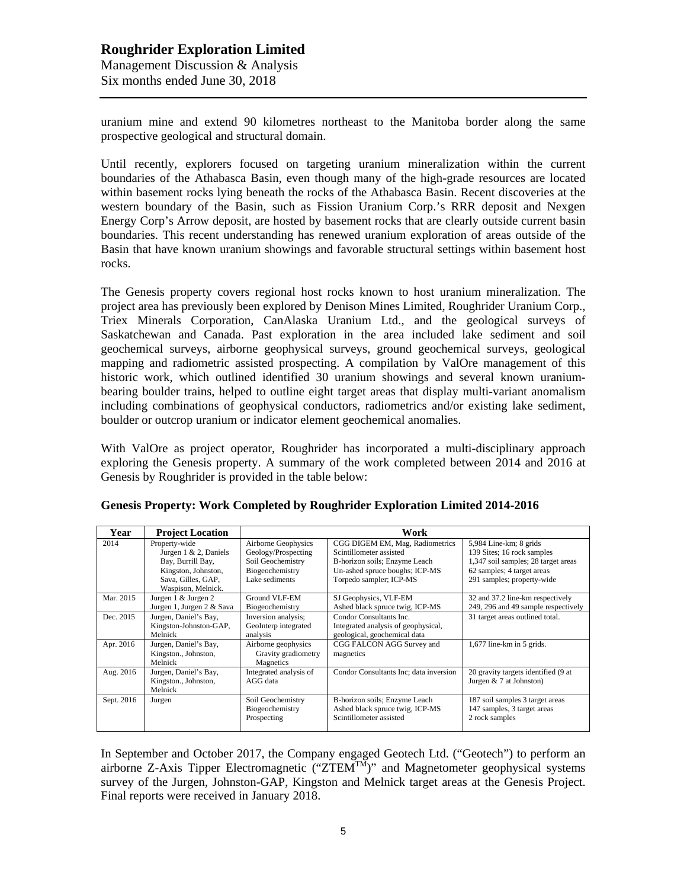uranium mine and extend 90 kilometres northeast to the Manitoba border along the same prospective geological and structural domain.

Until recently, explorers focused on targeting uranium mineralization within the current boundaries of the Athabasca Basin, even though many of the high-grade resources are located within basement rocks lying beneath the rocks of the Athabasca Basin. Recent discoveries at the western boundary of the Basin, such as Fission Uranium Corp.'s RRR deposit and Nexgen Energy Corp's Arrow deposit, are hosted by basement rocks that are clearly outside current basin boundaries. This recent understanding has renewed uranium exploration of areas outside of the Basin that have known uranium showings and favorable structural settings within basement host rocks.

The Genesis property covers regional host rocks known to host uranium mineralization. The project area has previously been explored by Denison Mines Limited, Roughrider Uranium Corp., Triex Minerals Corporation, CanAlaska Uranium Ltd., and the geological surveys of Saskatchewan and Canada. Past exploration in the area included lake sediment and soil geochemical surveys, airborne geophysical surveys, ground geochemical surveys, geological mapping and radiometric assisted prospecting. A compilation by ValOre management of this historic work, which outlined identified 30 uranium showings and several known uranium-bearing boulder trains, helped to outline eight target areas that display multi-variant anomalism including combinations of geophysical conductors, radiometrics and/or existing lake sediment, boulder or outcrop uranium or indicator element geochemical anomalies.

With ValOre as project operator, Roughrider has incorporated a multi-disciplinary approach exploring the Genesis property. A summary of the work completed between 2014 and 2016 at Genesis by Roughrider is provided in the table below:

**Genesis Property: Work Completed by Roughrider Exploration Limited 2014-2016**

| Year | Project Location | Work | | |
|---|---|---|---|---|
| 2014 | Property-wide<br>Jurgen 1 & 2, Daniels Bay, Burrill Bay, Kingston, Johnston, Sava, Gilles, GAP, Waspison, Melnick. | Airborne Geophysics<br>Geology/Prospecting<br>Soil Geochemistry<br>Biogeochemistry<br>Lake sediments | CGG DIGEM EM, Mag, Radiometrics<br>Scintillometer assisted<br>B-horizon soils; Enzyme Leach<br>Un-ashed spruce boughs; ICP-MS<br>Torpedo sampler; ICP-MS | 5,984 Line-km; 8 grids<br>139 Sites; 16 rock samples<br>1,347 soil samples; 28 target areas<br>62 samples; 4 target areas<br>291 samples; property-wide |
| Mar. 2015 | Jurgen 1 & Jurgen 2<br>Jurgen 1, Jurgen 2 & Sava | Ground VLF-EM<br>Biogeochemistry | SJ Geophysics, VLF-EM<br>Ashed black spruce twig, ICP-MS | 32 and 37.2 line-km respectively<br>249, 296 and 49 sample respectively |
| Dec. 2015 | Jurgen, Daniel's Bay, Kingston-Johnston-GAP, Melnick | Inversion analysis; GeoInterp integrated analysis | Condor Consultants Inc.<br>Integrated analysis of geophysical, geological, geochemical data | 31 target areas outlined total. |
| Apr. 2016 | Jurgen, Daniel's Bay, Kingston., Johnston, Melnick | Airborne geophysics<br>Gravity gradiometry<br>Magnetics | CGG FALCON AGG Survey and magnetics | 1,677 line-km in 5 grids. |
| Aug. 2016 | Jurgen, Daniel's Bay, Kingston., Johnston, Melnick | Integrated analysis of AGG data | Condor Consultants Inc; data inversion | 20 gravity targets identified (9 at Jurgen & 7 at Johnston) |
| Sept. 2016 | Jurgen | Soil Geochemistry<br>Biogeochemistry<br>Prospecting | B-horizon soils; Enzyme Leach<br>Ashed black spruce twig, ICP-MS<br>Scintillometer assisted | 187 soil samples 3 target areas<br>147 samples, 3 target areas<br>2 rock samples |

In September and October 2017, the Company engaged Geotech Ltd. ("Geotech") to perform an airborne Z-Axis Tipper Electromagnetic ("ZTEM™)" and Magnetometer geophysical systems survey of the Jurgen, Johnston-GAP, Kingston and Melnick target areas at the Genesis Project. Final reports were received in January 2018.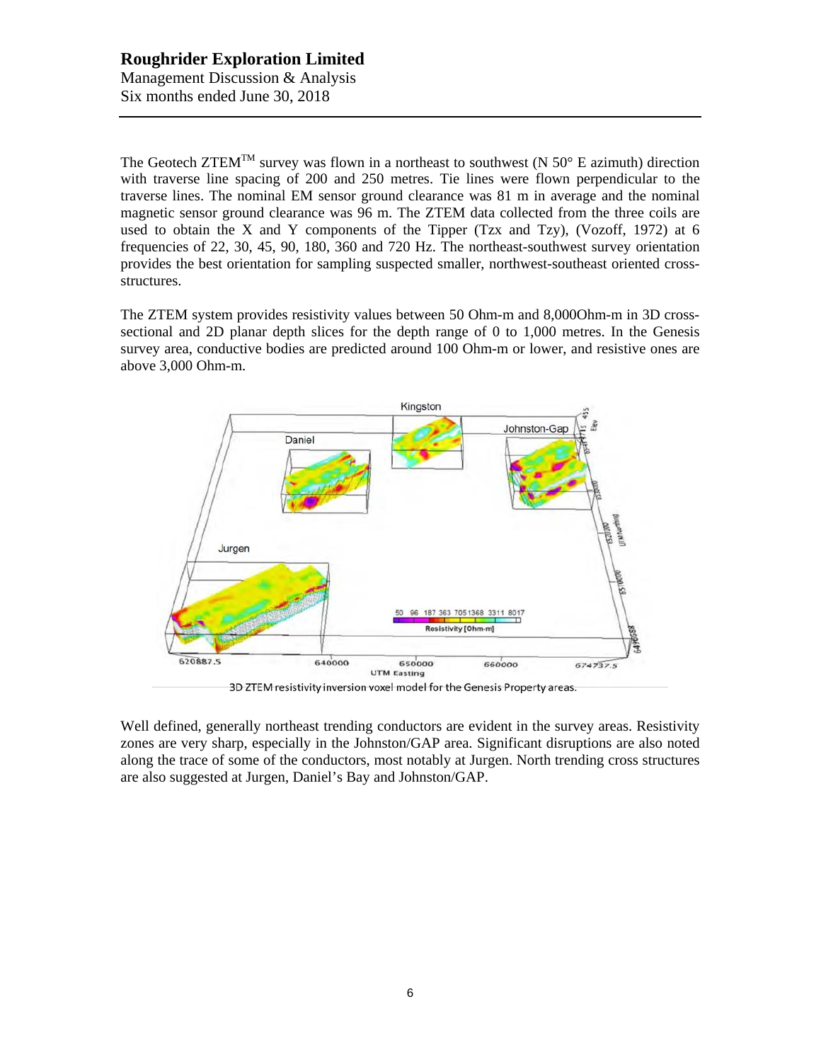The Geotech ZTEM[TM] survey was flown in a northeast to southwest (N 50° E azimuth) direction with traverse line spacing of 200 and 250 metres. Tie lines were flown perpendicular to the traverse lines. The nominal EM sensor ground clearance was 81 m in average and the nominal magnetic sensor ground clearance was 96 m. The ZTEM data collected from the three coils are used to obtain the X and Y components of the Tipper (Tzx and Tzy), (Vozoff, 1972) at 6 frequencies of 22, 30, 45, 90, 180, 360 and 720 Hz. The northeast-southwest survey orientation provides the best orientation for sampling suspected smaller, northwest-southeast oriented cross-structures.

The ZTEM system provides resistivity values between 50 Ohm-m and 8,000Ohm-m in 3D cross-sectional and 2D planar depth slices for the depth range of 0 to 1,000 metres. In the Genesis survey area, conductive bodies are predicted around 100 Ohm-m or lower, and resistive ones are above 3,000 Ohm-m.

3D ZTEM resistivity inversion voxel model for the Genesis Property areas.

Well defined, generally northeast trending conductors are evident in the survey areas. Resistivity zones are very sharp, especially in the Johnston/GAP area. Significant disruptions are also noted along the trace of some of the conductors, most notably at Jurgen. North trending cross structures are also suggested at Jurgen, Daniel's Bay and Johnston/GAP.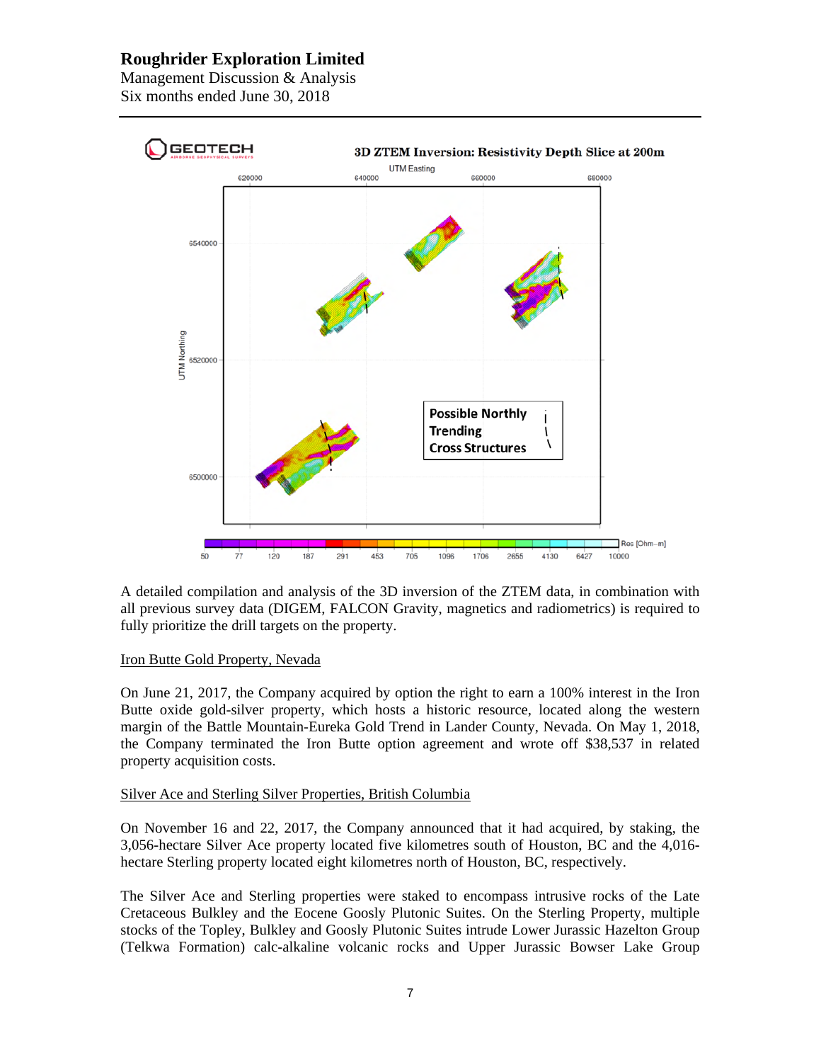A detailed compilation and analysis of the 3D inversion of the ZTEM data, in combination with all previous survey data (DIGEM, FALCON Gravity, magnetics and radiometrics) is required to fully prioritize the drill targets on the property.

Iron Butte Gold Property, Nevada

On June 21, 2017, the Company acquired by option the right to earn a 100% interest in the Iron Butte oxide gold-silver property, which hosts a historic resource, located along the western margin of the Battle Mountain-Eureka Gold Trend in Lander County, Nevada. On May 1, 2018, the Company terminated the Iron Butte option agreement and wrote off $38,537 in related property acquisition costs.

Silver Ace and Sterling Silver Properties, British Columbia

On November 16 and 22, 2017, the Company announced that it had acquired, by staking, the 3,056-hectare Silver Ace property located five kilometres south of Houston, BC and the 4,016-hectare Sterling property located eight kilometres north of Houston, BC, respectively.

The Silver Ace and Sterling properties were staked to encompass intrusive rocks of the Late Cretaceous Bulkley and the Eocene Goosly Plutonic Suites. On the Sterling Property, multiple stocks of the Topley, Bulkley and Goosly Plutonic Suites intrude Lower Jurassic Hazelton Group (Telkwa Formation) calc-alkaline volcanic rocks and Upper Jurassic Bowser Lake Group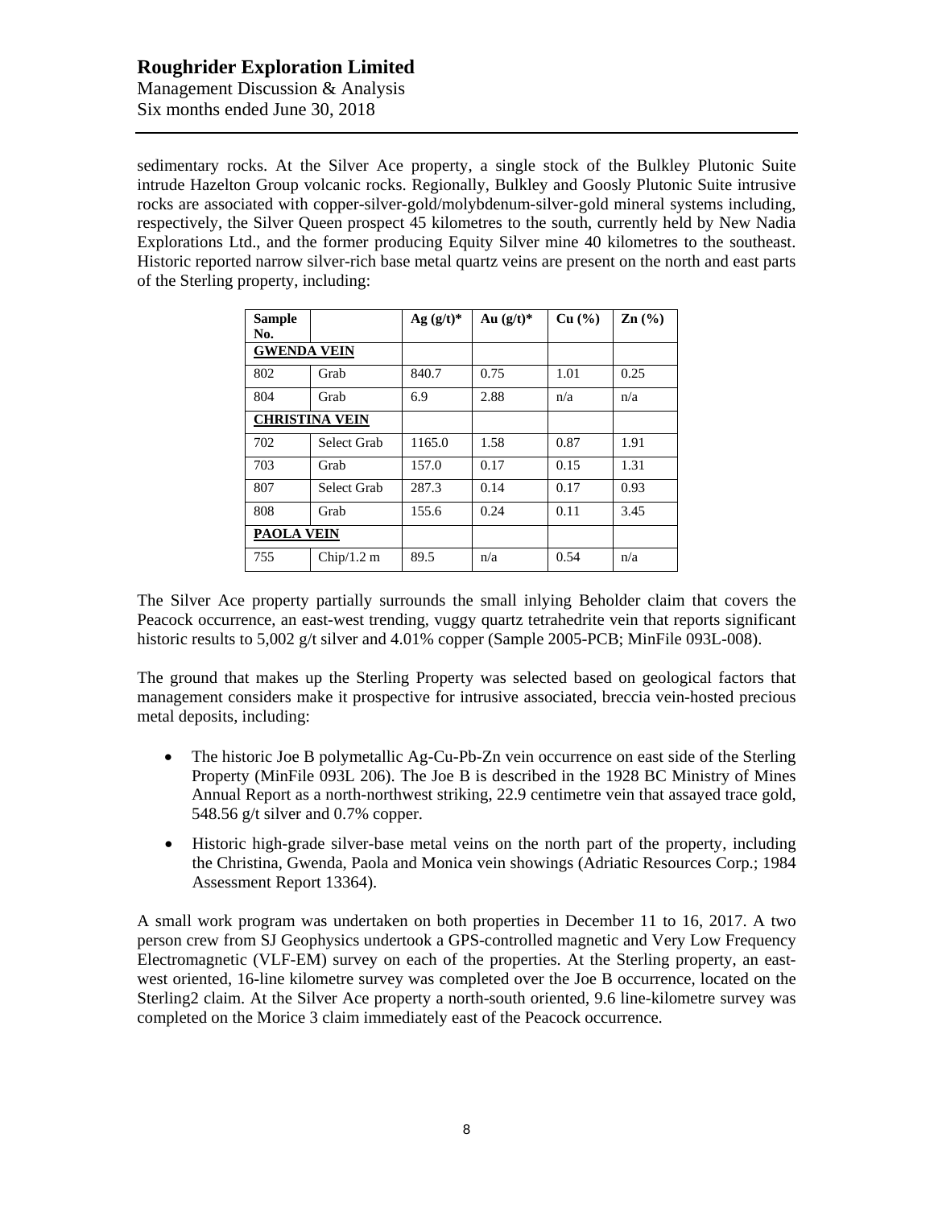sedimentary rocks. At the Silver Ace property, a single stock of the Bulkley Plutonic Suite intrude Hazelton Group volcanic rocks. Regionally, Bulkley and Goosly Plutonic Suite intrusive rocks are associated with copper-silver-gold/molybdenum-silver-gold mineral systems including, respectively, the Silver Queen prospect 45 kilometres to the south, currently held by New Nadia Explorations Ltd., and the former producing Equity Silver mine 40 kilometres to the southeast. Historic reported narrow silver-rich base metal quartz veins are present on the north and east parts of the Sterling property, including:

| Sample No. | | Ag (g/t)* | Au (g/t)* | Cu (%) | Zn (%) |
|---|---|---|---|---|---|
| **GWENDA VEIN** | | | | | |
| 802 | Grab | 840.7 | 0.75 | 1.01 | 0.25 |
| 804 | Grab | 6.9 | 2.88 | n/a | n/a |
| **CHRISTINA VEIN** | | | | | |
| 702 | Select Grab | 1165.0 | 1.58 | 0.87 | 1.91 |
| 703 | Grab | 157.0 | 0.17 | 0.15 | 1.31 |
| 807 | Select Grab | 287.3 | 0.14 | 0.17 | 0.93 |
| 808 | Grab | 155.6 | 0.24 | 0.11 | 3.45 |
| **PAOLA VEIN** | | | | | |
| 755 | Chip/1.2 m | 89.5 | n/a | 0.54 | n/a |

The Silver Ace property partially surrounds the small inlying Beholder claim that covers the Peacock occurrence, an east-west trending, vuggy quartz tetrahedrite vein that reports significant historic results to 5,002 g/t silver and 4.01% copper (Sample 2005-PCB; MinFile 093L-008).

The ground that makes up the Sterling Property was selected based on geological factors that management considers make it prospective for intrusive associated, breccia vein-hosted precious metal deposits, including:

- The historic Joe B polymetallic Ag-Cu-Pb-Zn vein occurrence on east side of the Sterling Property (MinFile 093L 206). The Joe B is described in the 1928 BC Ministry of Mines Annual Report as a north-northwest striking, 22.9 centimetre vein that assayed trace gold, 548.56 g/t silver and 0.7% copper.
- Historic high-grade silver-base metal veins on the north part of the property, including the Christina, Gwenda, Paola and Monica vein showings (Adriatic Resources Corp.; 1984 Assessment Report 13364).

A small work program was undertaken on both properties in December 11 to 16, 2017. A two person crew from SJ Geophysics undertook a GPS-controlled magnetic and Very Low Frequency Electromagnetic (VLF-EM) survey on each of the properties. At the Sterling property, an east-west oriented, 16-line kilometre survey was completed over the Joe B occurrence, located on the Sterling2 claim. At the Silver Ace property a north-south oriented, 9.6 line-kilometre survey was completed on the Morice 3 claim immediately east of the Peacock occurrence.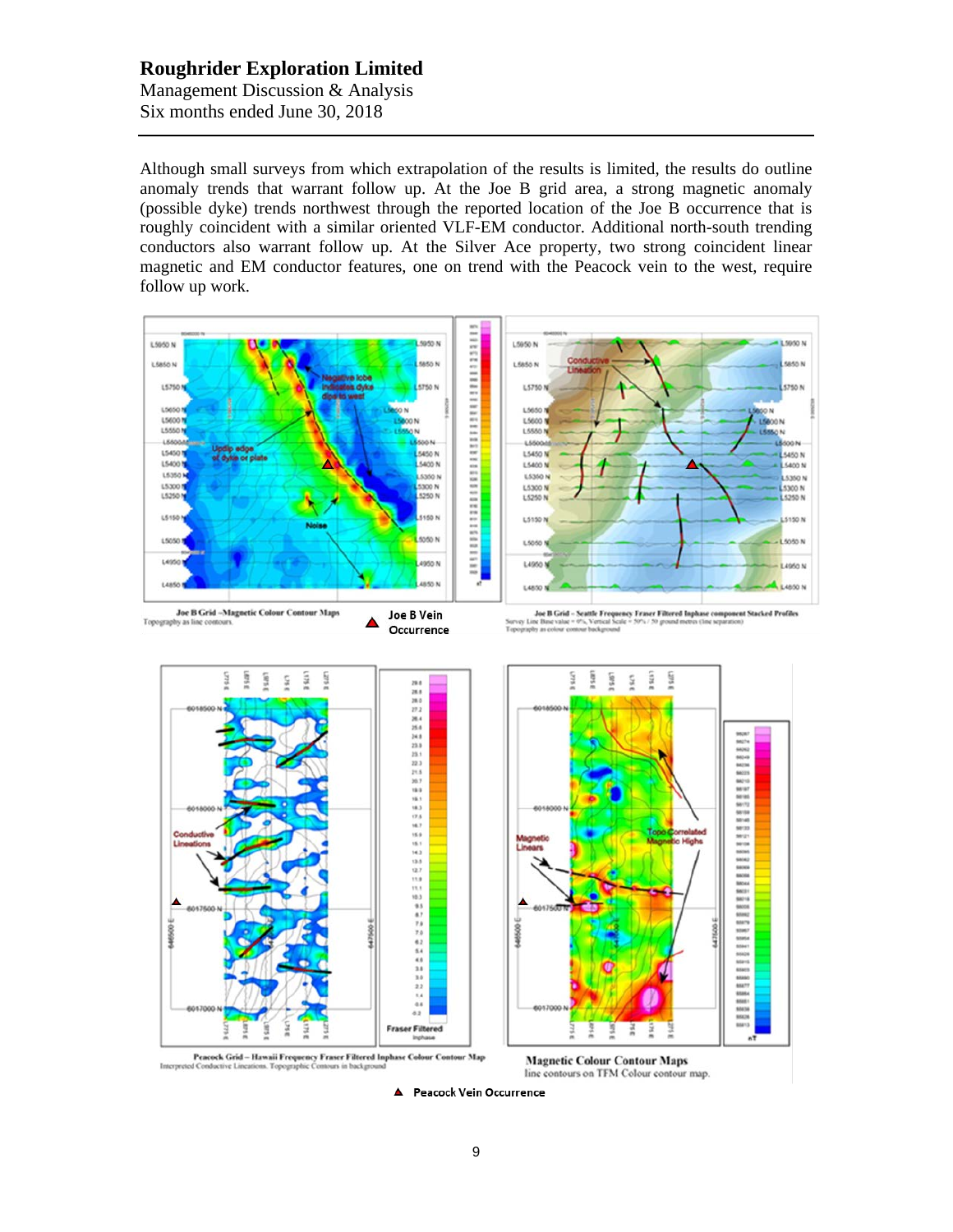Although small surveys from which extrapolation of the results is limited, the results do outline anomaly trends that warrant follow up. At the Joe B grid area, a strong magnetic anomaly (possible dyke) trends northwest through the reported location of the Joe B occurrence that is roughly coincident with a similar oriented VLF-EM conductor. Additional north-south trending conductors also warrant follow up. At the Silver Ace property, two strong coincident linear magnetic and EM conductor features, one on trend with the Peacock vein to the west, require follow up work.

Joe B Grid – Magnetic Colour Contour Maps
Topography as line contours.

▲ Joe B Vein Occurrence

Joe B Grid – Seattle Frequency Fraser Filtered Inphase component Stacked Profiles
Survey Line Base value = 0%, Vertical Scale = 50% / 50 ground metres (line separation)
Topography as colour contour background

Peacock Grid – Hawaii Frequency Fraser Filtered Inphase Colour Contour Map
Interpreted Conductive Lineations. Topographic Contours in background

Magnetic Colour Contour Maps
line contours on TFM Colour contour map.

▲ Peacock Vein Occurrence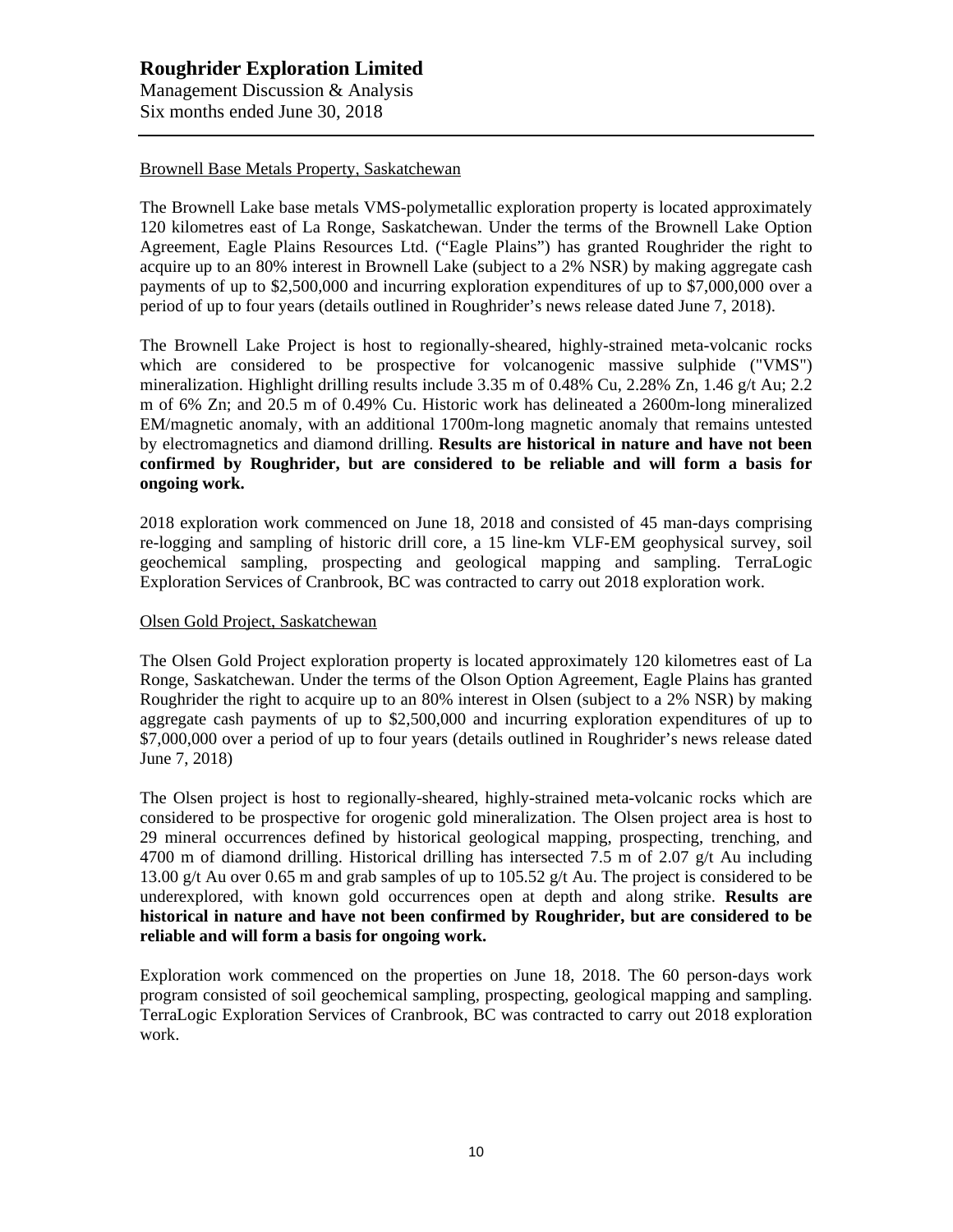Brownell Base Metals Property, Saskatchewan

The Brownell Lake base metals VMS-polymetallic exploration property is located approximately 120 kilometres east of La Ronge, Saskatchewan. Under the terms of the Brownell Lake Option Agreement, Eagle Plains Resources Ltd. ("Eagle Plains") has granted Roughrider the right to acquire up to an 80% interest in Brownell Lake (subject to a 2% NSR) by making aggregate cash payments of up to $2,500,000 and incurring exploration expenditures of up to $7,000,000 over a period of up to four years (details outlined in Roughrider's news release dated June 7, 2018).

The Brownell Lake Project is host to regionally-sheared, highly-strained meta-volcanic rocks which are considered to be prospective for volcanogenic massive sulphide ("VMS") mineralization. Highlight drilling results include 3.35 m of 0.48% Cu, 2.28% Zn, 1.46 g/t Au; 2.2 m of 6% Zn; and 20.5 m of 0.49% Cu. Historic work has delineated a 2600m-long mineralized EM/magnetic anomaly, with an additional 1700m-long magnetic anomaly that remains untested by electromagnetics and diamond drilling. **Results are historical in nature and have not been confirmed by Roughrider, but are considered to be reliable and will form a basis for ongoing work.**

2018 exploration work commenced on June 18, 2018 and consisted of 45 man-days comprising re-logging and sampling of historic drill core, a 15 line-km VLF-EM geophysical survey, soil geochemical sampling, prospecting and geological mapping and sampling. TerraLogic Exploration Services of Cranbrook, BC was contracted to carry out 2018 exploration work.

Olsen Gold Project, Saskatchewan

The Olsen Gold Project exploration property is located approximately 120 kilometres east of La Ronge, Saskatchewan. Under the terms of the Olson Option Agreement, Eagle Plains has granted Roughrider the right to acquire up to an 80% interest in Olsen (subject to a 2% NSR) by making aggregate cash payments of up to $2,500,000 and incurring exploration expenditures of up to $7,000,000 over a period of up to four years (details outlined in Roughrider's news release dated June 7, 2018)

The Olsen project is host to regionally-sheared, highly-strained meta-volcanic rocks which are considered to be prospective for orogenic gold mineralization. The Olsen project area is host to 29 mineral occurrences defined by historical geological mapping, prospecting, trenching, and 4700 m of diamond drilling. Historical drilling has intersected 7.5 m of 2.07 g/t Au including 13.00 g/t Au over 0.65 m and grab samples of up to 105.52 g/t Au. The project is considered to be underexplored, with known gold occurrences open at depth and along strike. **Results are historical in nature and have not been confirmed by Roughrider, but are considered to be reliable and will form a basis for ongoing work.**

Exploration work commenced on the properties on June 18, 2018. The 60 person-days work program consisted of soil geochemical sampling, prospecting, geological mapping and sampling. TerraLogic Exploration Services of Cranbrook, BC was contracted to carry out 2018 exploration work.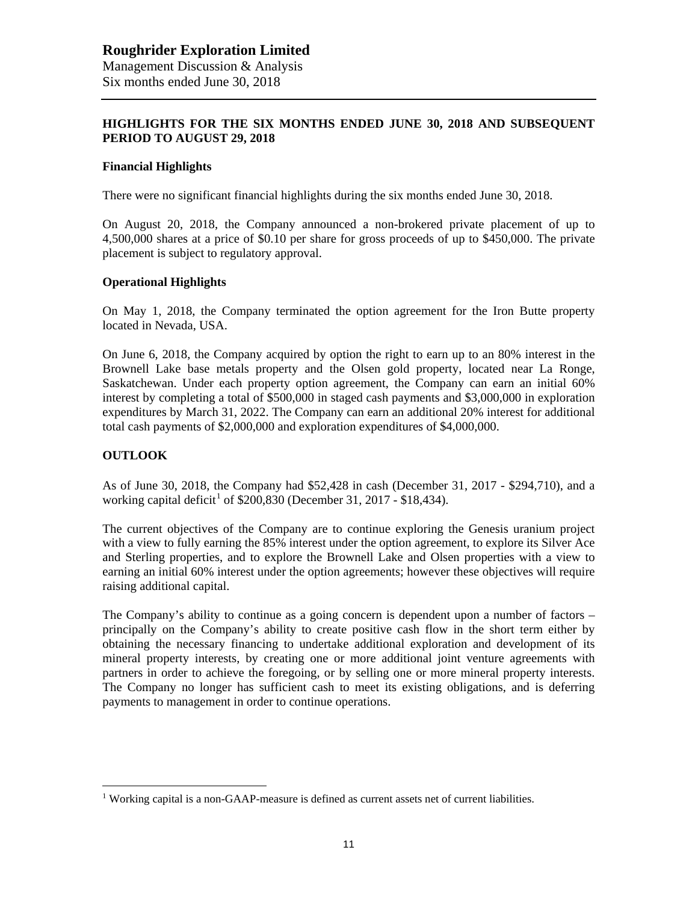## HIGHLIGHTS FOR THE SIX MONTHS ENDED JUNE 30, 2018 AND SUBSEQUENT PERIOD TO AUGUST 29, 2018

### Financial Highlights

There were no significant financial highlights during the six months ended June 30, 2018.

On August 20, 2018, the Company announced a non-brokered private placement of up to 4,500,000 shares at a price of $0.10 per share for gross proceeds of up to $450,000. The private placement is subject to regulatory approval.

### Operational Highlights

On May 1, 2018, the Company terminated the option agreement for the Iron Butte property located in Nevada, USA.

On June 6, 2018, the Company acquired by option the right to earn up to an 80% interest in the Brownell Lake base metals property and the Olsen gold property, located near La Ronge, Saskatchewan. Under each property option agreement, the Company can earn an initial 60% interest by completing a total of $500,000 in staged cash payments and $3,000,000 in exploration expenditures by March 31, 2022. The Company can earn an additional 20% interest for additional total cash payments of $2,000,000 and exploration expenditures of $4,000,000.

## OUTLOOK

As of June 30, 2018, the Company had $52,428 in cash (December 31, 2017 - $294,710), and a working capital deficit[1] of $200,830 (December 31, 2017 - $18,434).

The current objectives of the Company are to continue exploring the Genesis uranium project with a view to fully earning the 85% interest under the option agreement, to explore its Silver Ace and Sterling properties, and to explore the Brownell Lake and Olsen properties with a view to earning an initial 60% interest under the option agreements; however these objectives will require raising additional capital.

The Company's ability to continue as a going concern is dependent upon a number of factors – principally on the Company's ability to create positive cash flow in the short term either by obtaining the necessary financing to undertake additional exploration and development of its mineral property interests, by creating one or more additional joint venture agreements with partners in order to achieve the foregoing, or by selling one or more mineral property interests. The Company no longer has sufficient cash to meet its existing obligations, and is deferring payments to management in order to continue operations.

[1] Working capital is a non-GAAP-measure is defined as current assets net of current liabilities.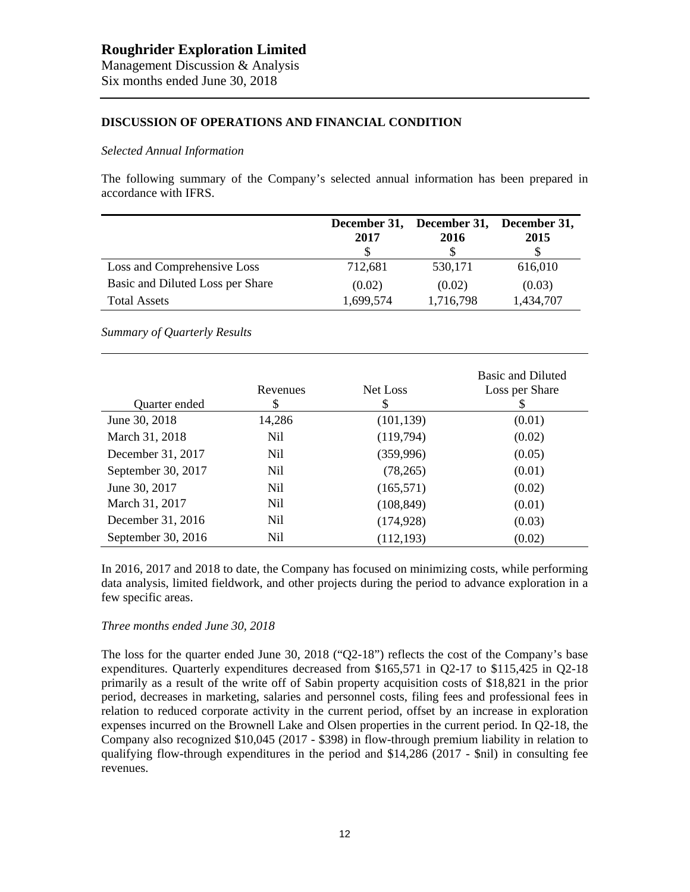## DISCUSSION OF OPERATIONS AND FINANCIAL CONDITION

*Selected Annual Information*

The following summary of the Company's selected annual information has been prepared in accordance with IFRS.

| | December 31, 2017 $ | December 31, 2016 $ | December 31, 2015 $ |
|---|---|---|---|
| Loss and Comprehensive Loss | 712,681 | 530,171 | 616,010 |
| Basic and Diluted Loss per Share | (0.02) | (0.02) | (0.03) |
| Total Assets | 1,699,574 | 1,716,798 | 1,434,707 |

*Summary of Quarterly Results*

| Quarter ended | Revenues $ | Net Loss $ | Basic and Diluted Loss per Share $ |
|---|---|---|---|
| June 30, 2018 | 14,286 | (101,139) | (0.01) |
| March 31, 2018 | Nil | (119,794) | (0.02) |
| December 31, 2017 | Nil | (359,996) | (0.05) |
| September 30, 2017 | Nil | (78,265) | (0.01) |
| June 30, 2017 | Nil | (165,571) | (0.02) |
| March 31, 2017 | Nil | (108,849) | (0.01) |
| December 31, 2016 | Nil | (174,928) | (0.03) |
| September 30, 2016 | Nil | (112,193) | (0.02) |

In 2016, 2017 and 2018 to date, the Company has focused on minimizing costs, while performing data analysis, limited fieldwork, and other projects during the period to advance exploration in a few specific areas.

*Three months ended June 30, 2018*

The loss for the quarter ended June 30, 2018 ("Q2-18") reflects the cost of the Company's base expenditures. Quarterly expenditures decreased from $165,571 in Q2-17 to $115,425 in Q2-18 primarily as a result of the write off of Sabin property acquisition costs of $18,821 in the prior period, decreases in marketing, salaries and personnel costs, filing fees and professional fees in relation to reduced corporate activity in the current period, offset by an increase in exploration expenses incurred on the Brownell Lake and Olsen properties in the current period. In Q2-18, the Company also recognized $10,045 (2017 - $398) in flow-through premium liability in relation to qualifying flow-through expenditures in the period and $14,286 (2017 - $nil) in consulting fee revenues.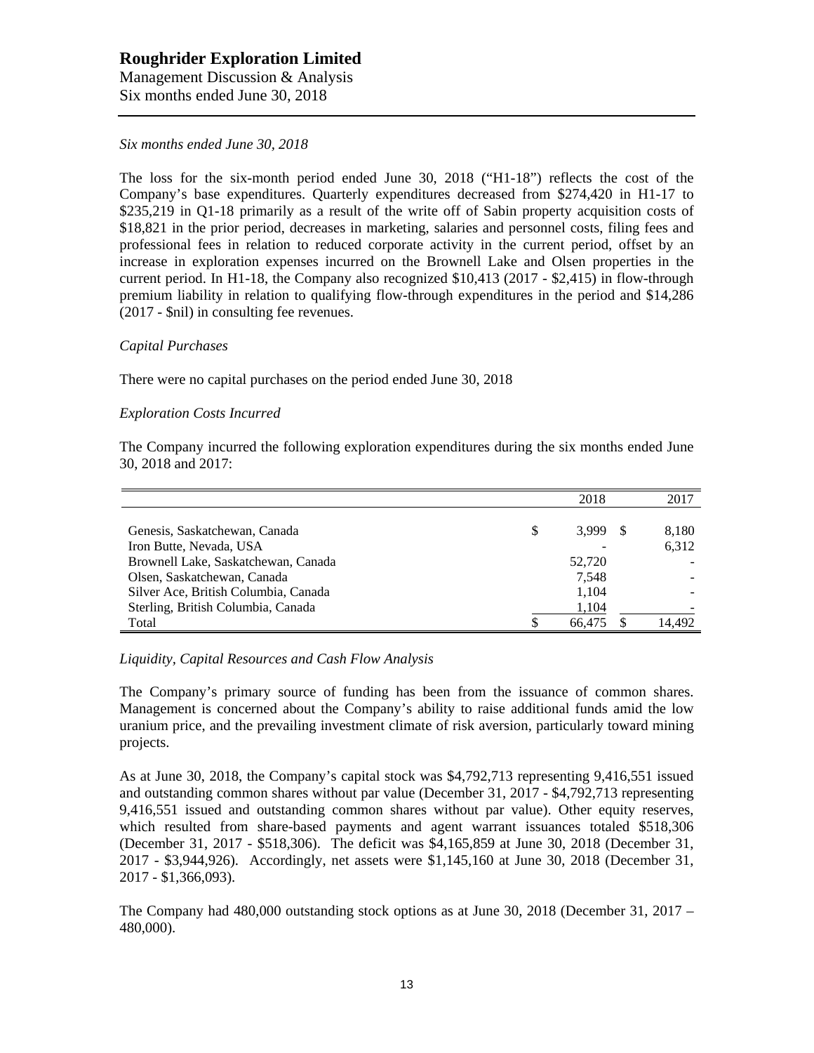*Six months ended June 30, 2018*

The loss for the six-month period ended June 30, 2018 ("H1-18") reflects the cost of the Company's base expenditures. Quarterly expenditures decreased from $274,420 in H1-17 to $235,219 in Q1-18 primarily as a result of the write off of Sabin property acquisition costs of $18,821 in the prior period, decreases in marketing, salaries and personnel costs, filing fees and professional fees in relation to reduced corporate activity in the current period, offset by an increase in exploration expenses incurred on the Brownell Lake and Olsen properties in the current period. In H1-18, the Company also recognized $10,413 (2017 - $2,415) in flow-through premium liability in relation to qualifying flow-through expenditures in the period and $14,286 (2017 - $nil) in consulting fee revenues.

*Capital Purchases*

There were no capital purchases on the period ended June 30, 2018

*Exploration Costs Incurred*

The Company incurred the following exploration expenditures during the six months ended June 30, 2018 and 2017:

| | 2018 | 2017 |
|---|---|---|
| Genesis, Saskatchewan, Canada | $ 3,999 | $ 8,180 |
| Iron Butte, Nevada, USA | - | 6,312 |
| Brownell Lake, Saskatchewan, Canada | 52,720 | - |
| Olsen, Saskatchewan, Canada | 7,548 | - |
| Silver Ace, British Columbia, Canada | 1,104 | - |
| Sterling, British Columbia, Canada | 1,104 | - |
| Total | $ 66,475 | $ 14,492 |

*Liquidity, Capital Resources and Cash Flow Analysis*

The Company's primary source of funding has been from the issuance of common shares. Management is concerned about the Company's ability to raise additional funds amid the low uranium price, and the prevailing investment climate of risk aversion, particularly toward mining projects.

As at June 30, 2018, the Company's capital stock was $4,792,713 representing 9,416,551 issued and outstanding common shares without par value (December 31, 2017 - $4,792,713 representing 9,416,551 issued and outstanding common shares without par value). Other equity reserves, which resulted from share-based payments and agent warrant issuances totaled $518,306 (December 31, 2017 - $518,306). The deficit was $4,165,859 at June 30, 2018 (December 31, 2017 - $3,944,926). Accordingly, net assets were $1,145,160 at June 30, 2018 (December 31, 2017 - $1,366,093).

The Company had 480,000 outstanding stock options as at June 30, 2018 (December 31, 2017 – 480,000).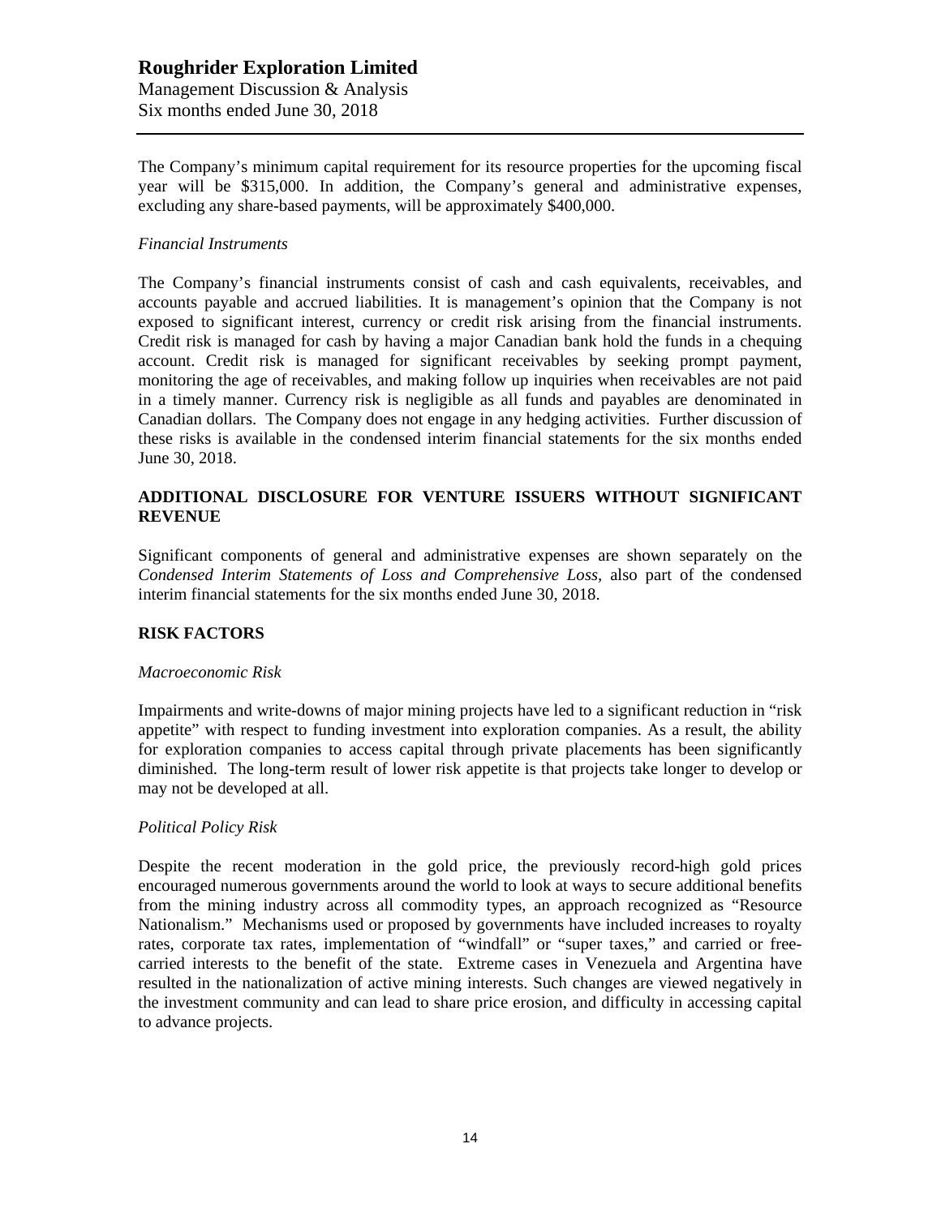The Company's minimum capital requirement for its resource properties for the upcoming fiscal year will be $315,000. In addition, the Company's general and administrative expenses, excluding any share-based payments, will be approximately $400,000.

*Financial Instruments*

The Company's financial instruments consist of cash and cash equivalents, receivables, and accounts payable and accrued liabilities. It is management's opinion that the Company is not exposed to significant interest, currency or credit risk arising from the financial instruments. Credit risk is managed for cash by having a major Canadian bank hold the funds in a chequing account. Credit risk is managed for significant receivables by seeking prompt payment, monitoring the age of receivables, and making follow up inquiries when receivables are not paid in a timely manner. Currency risk is negligible as all funds and payables are denominated in Canadian dollars. The Company does not engage in any hedging activities. Further discussion of these risks is available in the condensed interim financial statements for the six months ended June 30, 2018.

## ADDITIONAL DISCLOSURE FOR VENTURE ISSUERS WITHOUT SIGNIFICANT REVENUE

Significant components of general and administrative expenses are shown separately on the *Condensed Interim Statements of Loss and Comprehensive Loss*, also part of the condensed interim financial statements for the six months ended June 30, 2018.

## RISK FACTORS

*Macroeconomic Risk*

Impairments and write-downs of major mining projects have led to a significant reduction in "risk appetite" with respect to funding investment into exploration companies. As a result, the ability for exploration companies to access capital through private placements has been significantly diminished. The long-term result of lower risk appetite is that projects take longer to develop or may not be developed at all.

*Political Policy Risk*

Despite the recent moderation in the gold price, the previously record-high gold prices encouraged numerous governments around the world to look at ways to secure additional benefits from the mining industry across all commodity types, an approach recognized as "Resource Nationalism." Mechanisms used or proposed by governments have included increases to royalty rates, corporate tax rates, implementation of "windfall" or "super taxes," and carried or free-carried interests to the benefit of the state. Extreme cases in Venezuela and Argentina have resulted in the nationalization of active mining interests. Such changes are viewed negatively in the investment community and can lead to share price erosion, and difficulty in accessing capital to advance projects.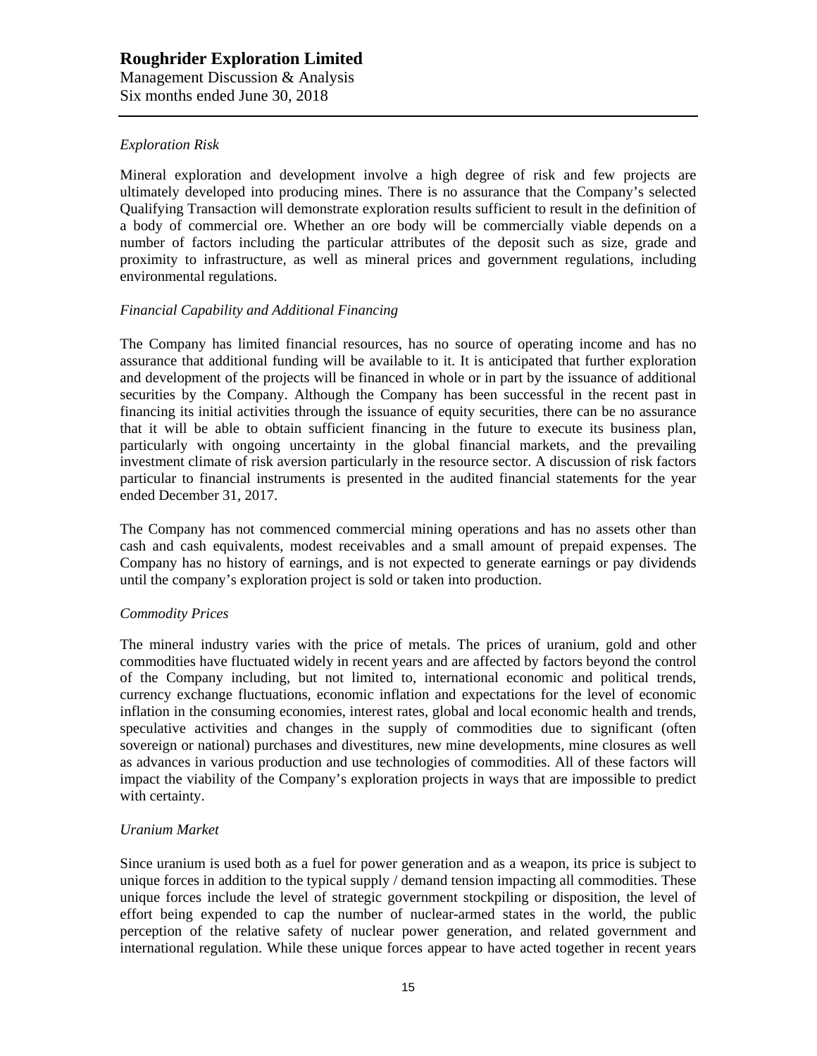*Exploration Risk*

Mineral exploration and development involve a high degree of risk and few projects are ultimately developed into producing mines. There is no assurance that the Company's selected Qualifying Transaction will demonstrate exploration results sufficient to result in the definition of a body of commercial ore. Whether an ore body will be commercially viable depends on a number of factors including the particular attributes of the deposit such as size, grade and proximity to infrastructure, as well as mineral prices and government regulations, including environmental regulations.

*Financial Capability and Additional Financing*

The Company has limited financial resources, has no source of operating income and has no assurance that additional funding will be available to it. It is anticipated that further exploration and development of the projects will be financed in whole or in part by the issuance of additional securities by the Company. Although the Company has been successful in the recent past in financing its initial activities through the issuance of equity securities, there can be no assurance that it will be able to obtain sufficient financing in the future to execute its business plan, particularly with ongoing uncertainty in the global financial markets, and the prevailing investment climate of risk aversion particularly in the resource sector. A discussion of risk factors particular to financial instruments is presented in the audited financial statements for the year ended December 31, 2017.

The Company has not commenced commercial mining operations and has no assets other than cash and cash equivalents, modest receivables and a small amount of prepaid expenses. The Company has no history of earnings, and is not expected to generate earnings or pay dividends until the company's exploration project is sold or taken into production.

*Commodity Prices*

The mineral industry varies with the price of metals. The prices of uranium, gold and other commodities have fluctuated widely in recent years and are affected by factors beyond the control of the Company including, but not limited to, international economic and political trends, currency exchange fluctuations, economic inflation and expectations for the level of economic inflation in the consuming economies, interest rates, global and local economic health and trends, speculative activities and changes in the supply of commodities due to significant (often sovereign or national) purchases and divestitures, new mine developments, mine closures as well as advances in various production and use technologies of commodities. All of these factors will impact the viability of the Company's exploration projects in ways that are impossible to predict with certainty.

*Uranium Market*

Since uranium is used both as a fuel for power generation and as a weapon, its price is subject to unique forces in addition to the typical supply / demand tension impacting all commodities. These unique forces include the level of strategic government stockpiling or disposition, the level of effort being expended to cap the number of nuclear-armed states in the world, the public perception of the relative safety of nuclear power generation, and related government and international regulation. While these unique forces appear to have acted together in recent years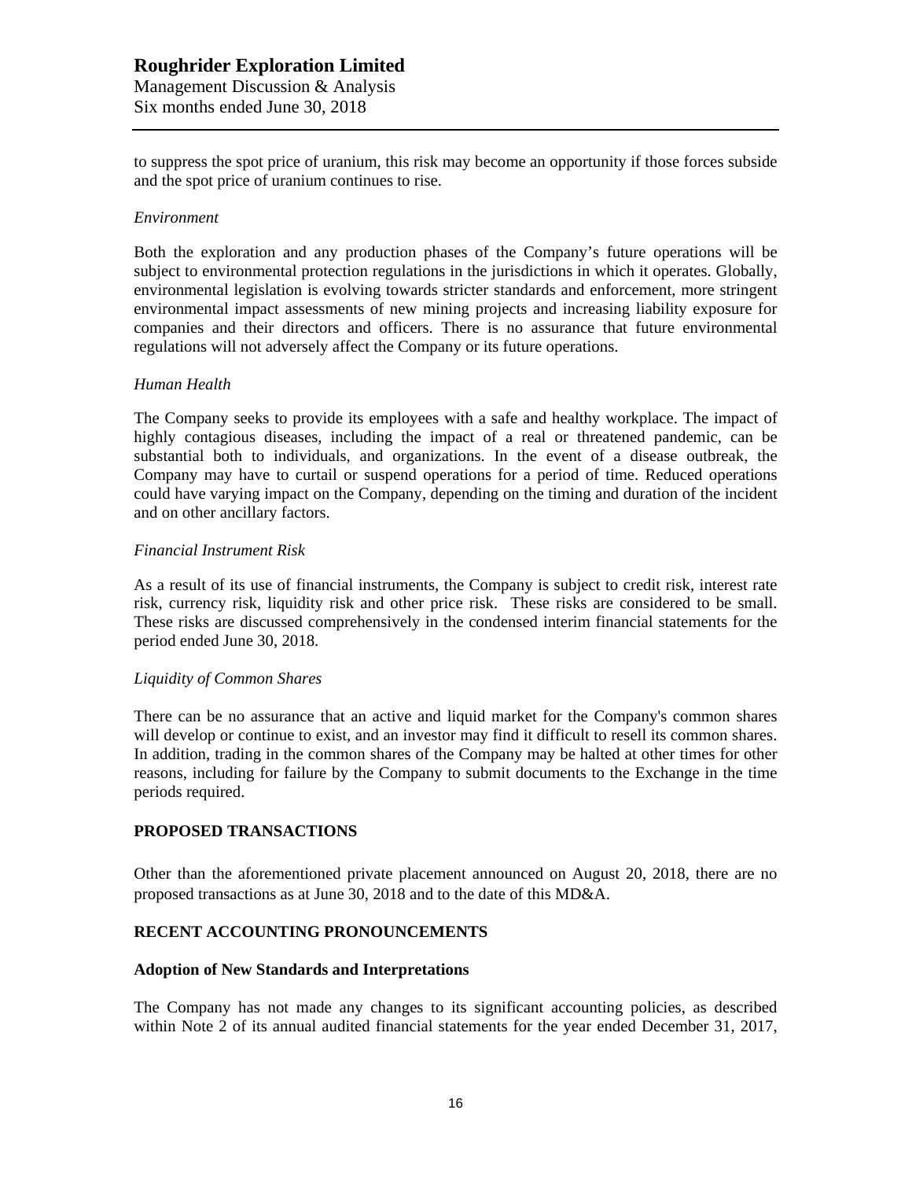to suppress the spot price of uranium, this risk may become an opportunity if those forces subside and the spot price of uranium continues to rise.

*Environment*

Both the exploration and any production phases of the Company's future operations will be subject to environmental protection regulations in the jurisdictions in which it operates. Globally, environmental legislation is evolving towards stricter standards and enforcement, more stringent environmental impact assessments of new mining projects and increasing liability exposure for companies and their directors and officers. There is no assurance that future environmental regulations will not adversely affect the Company or its future operations.

*Human Health*

The Company seeks to provide its employees with a safe and healthy workplace. The impact of highly contagious diseases, including the impact of a real or threatened pandemic, can be substantial both to individuals, and organizations. In the event of a disease outbreak, the Company may have to curtail or suspend operations for a period of time. Reduced operations could have varying impact on the Company, depending on the timing and duration of the incident and on other ancillary factors.

*Financial Instrument Risk*

As a result of its use of financial instruments, the Company is subject to credit risk, interest rate risk, currency risk, liquidity risk and other price risk. These risks are considered to be small. These risks are discussed comprehensively in the condensed interim financial statements for the period ended June 30, 2018.

*Liquidity of Common Shares*

There can be no assurance that an active and liquid market for the Company's common shares will develop or continue to exist, and an investor may find it difficult to resell its common shares. In addition, trading in the common shares of the Company may be halted at other times for other reasons, including for failure by the Company to submit documents to the Exchange in the time periods required.

## PROPOSED TRANSACTIONS

Other than the aforementioned private placement announced on August 20, 2018, there are no proposed transactions as at June 30, 2018 and to the date of this MD&A.

## RECENT ACCOUNTING PRONOUNCEMENTS

### Adoption of New Standards and Interpretations

The Company has not made any changes to its significant accounting policies, as described within Note 2 of its annual audited financial statements for the year ended December 31, 2017,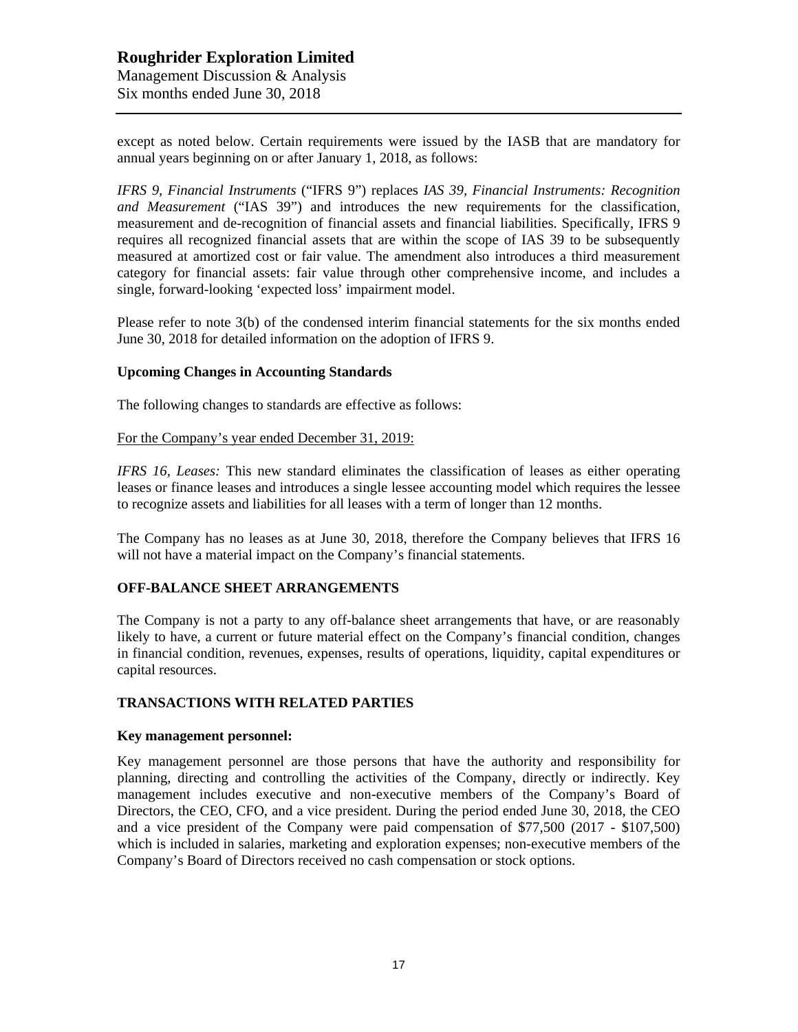except as noted below. Certain requirements were issued by the IASB that are mandatory for annual years beginning on or after January 1, 2018, as follows:

*IFRS 9, Financial Instruments* ("IFRS 9") replaces *IAS 39, Financial Instruments: Recognition and Measurement* ("IAS 39") and introduces the new requirements for the classification, measurement and de-recognition of financial assets and financial liabilities. Specifically, IFRS 9 requires all recognized financial assets that are within the scope of IAS 39 to be subsequently measured at amortized cost or fair value. The amendment also introduces a third measurement category for financial assets: fair value through other comprehensive income, and includes a single, forward-looking 'expected loss' impairment model.

Please refer to note 3(b) of the condensed interim financial statements for the six months ended June 30, 2018 for detailed information on the adoption of IFRS 9.

### Upcoming Changes in Accounting Standards

The following changes to standards are effective as follows:

<u>For the Company's year ended December 31, 2019:</u>

*IFRS 16, Leases:* This new standard eliminates the classification of leases as either operating leases or finance leases and introduces a single lessee accounting model which requires the lessee to recognize assets and liabilities for all leases with a term of longer than 12 months.

The Company has no leases as at June 30, 2018, therefore the Company believes that IFRS 16 will not have a material impact on the Company's financial statements.

## OFF-BALANCE SHEET ARRANGEMENTS

The Company is not a party to any off-balance sheet arrangements that have, or are reasonably likely to have, a current or future material effect on the Company's financial condition, changes in financial condition, revenues, expenses, results of operations, liquidity, capital expenditures or capital resources.

## TRANSACTIONS WITH RELATED PARTIES

### Key management personnel:

Key management personnel are those persons that have the authority and responsibility for planning, directing and controlling the activities of the Company, directly or indirectly. Key management includes executive and non-executive members of the Company's Board of Directors, the CEO, CFO, and a vice president. During the period ended June 30, 2018, the CEO and a vice president of the Company were paid compensation of $77,500 (2017 - $107,500) which is included in salaries, marketing and exploration expenses; non-executive members of the Company's Board of Directors received no cash compensation or stock options.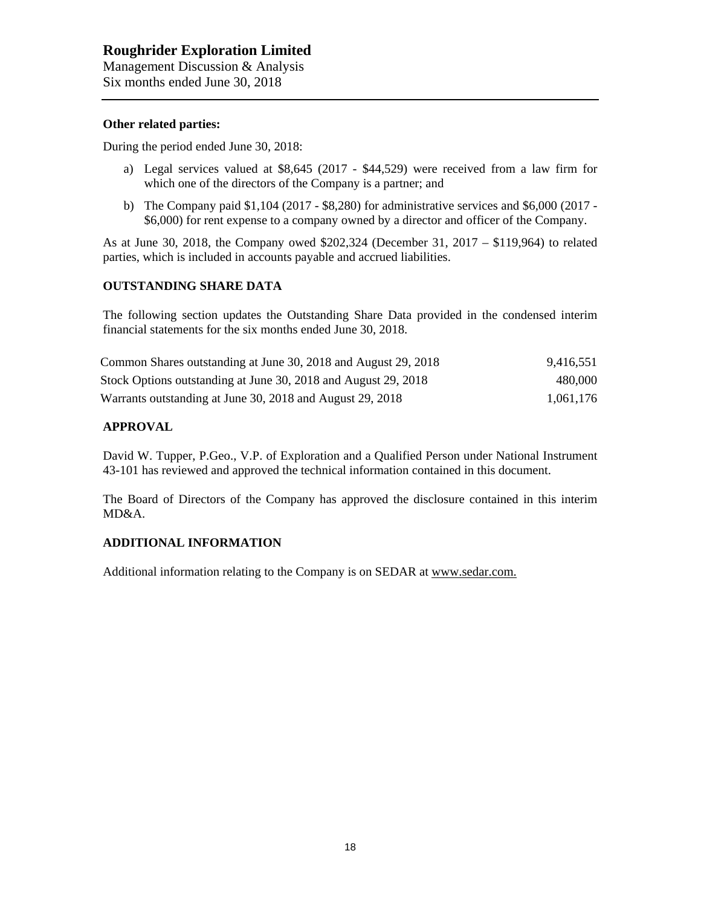**Other related parties:**

During the period ended June 30, 2018:

a) Legal services valued at $8,645 (2017 - $44,529) were received from a law firm for which one of the directors of the Company is a partner; and

b) The Company paid $1,104 (2017 - $8,280) for administrative services and $6,000 (2017 - $6,000) for rent expense to a company owned by a director and officer of the Company.

As at June 30, 2018, the Company owed $202,324 (December 31, 2017 – $119,964) to related parties, which is included in accounts payable and accrued liabilities.

## OUTSTANDING SHARE DATA

The following section updates the Outstanding Share Data provided in the condensed interim financial statements for the six months ended June 30, 2018.

| | |
|---|---|
| Common Shares outstanding at June 30, 2018 and August 29, 2018 | 9,416,551 |
| Stock Options outstanding at June 30, 2018 and August 29, 2018 | 480,000 |
| Warrants outstanding at June 30, 2018 and August 29, 2018 | 1,061,176 |

## APPROVAL

David W. Tupper, P.Geo., V.P. of Exploration and a Qualified Person under National Instrument 43-101 has reviewed and approved the technical information contained in this document.

The Board of Directors of the Company has approved the disclosure contained in this interim MD&A.

## ADDITIONAL INFORMATION

Additional information relating to the Company is on SEDAR at www.sedar.com.